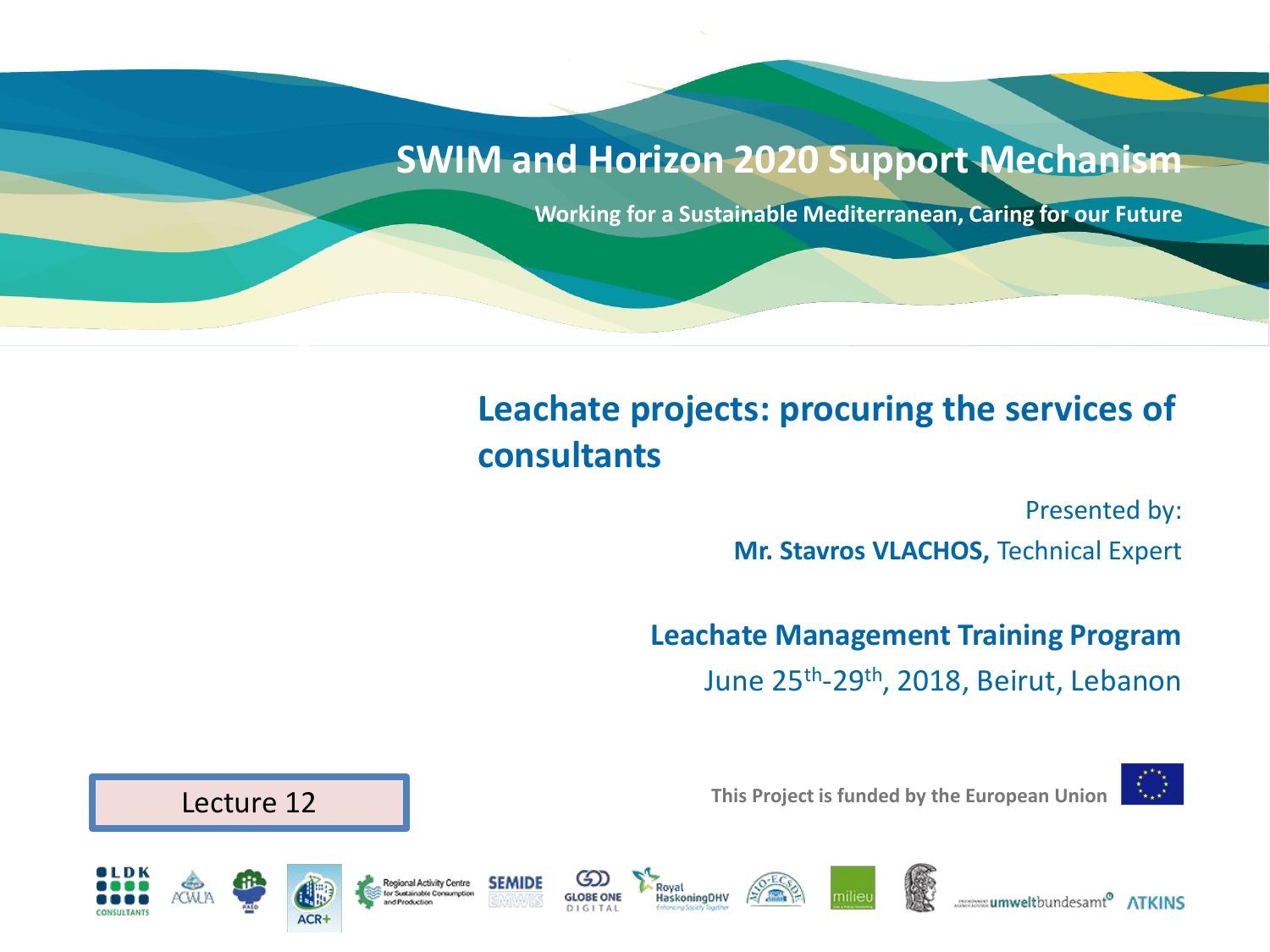# SWIM and Horizon 2020 Support Mechanism

**Working for a Sustainable Mediterranean, Caring for our Future**

## Leachate projects: procuring the services of consultants

Presented by:

**Mr. Stavros VLACHOS,** Technical Expert

**Leachate Management Training Program**

June 25th-29th, 2018, Beirut, Lebanon

Lecture 12

**This Project is funded by the European Union**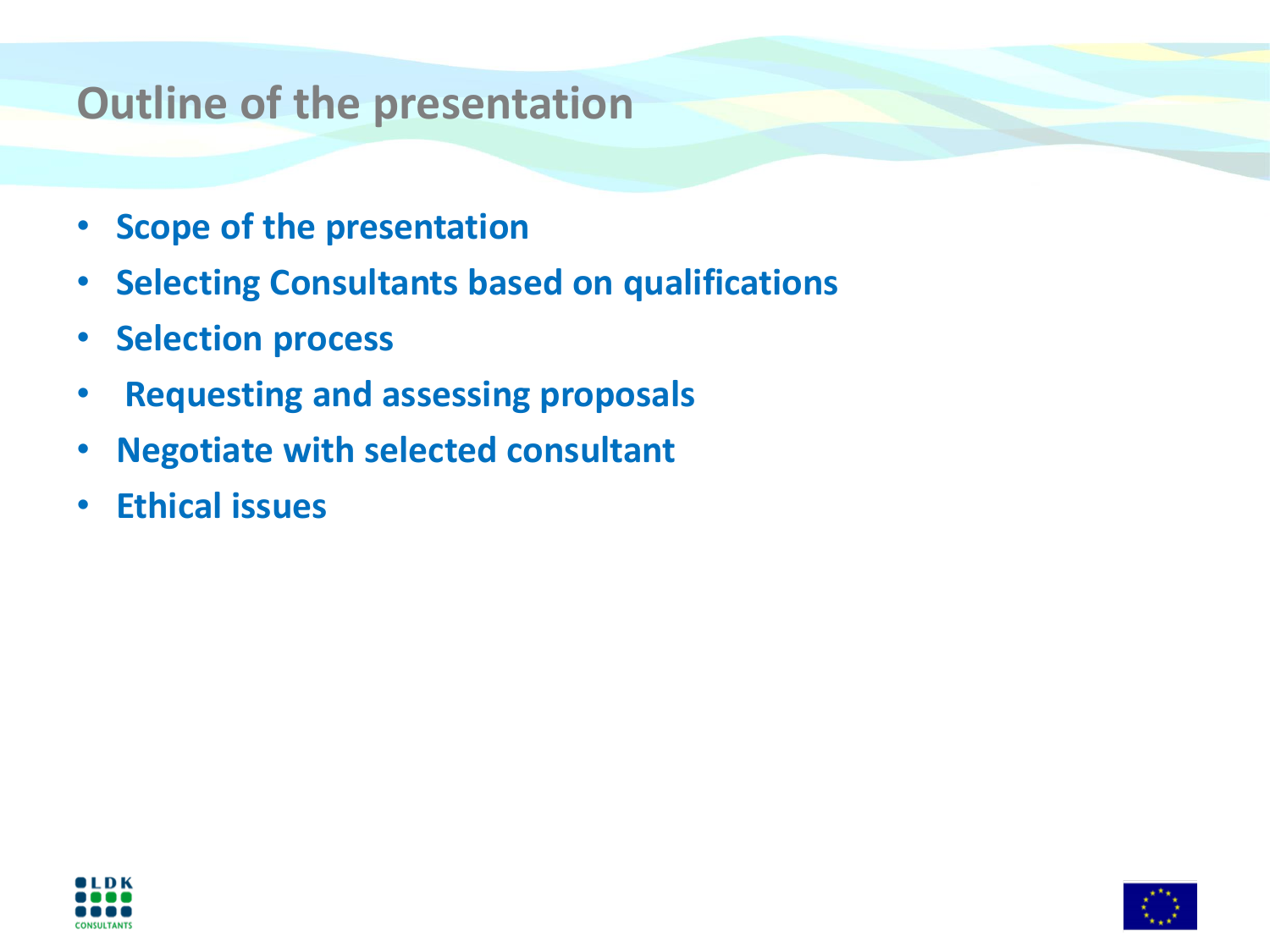# Outline of the presentation

- **Scope of the presentation**
- **Selecting Consultants based on qualifications**
- **Selection process**
- **Requesting and assessing proposals**
- **Negotiate with selected consultant**
- **Ethical issues**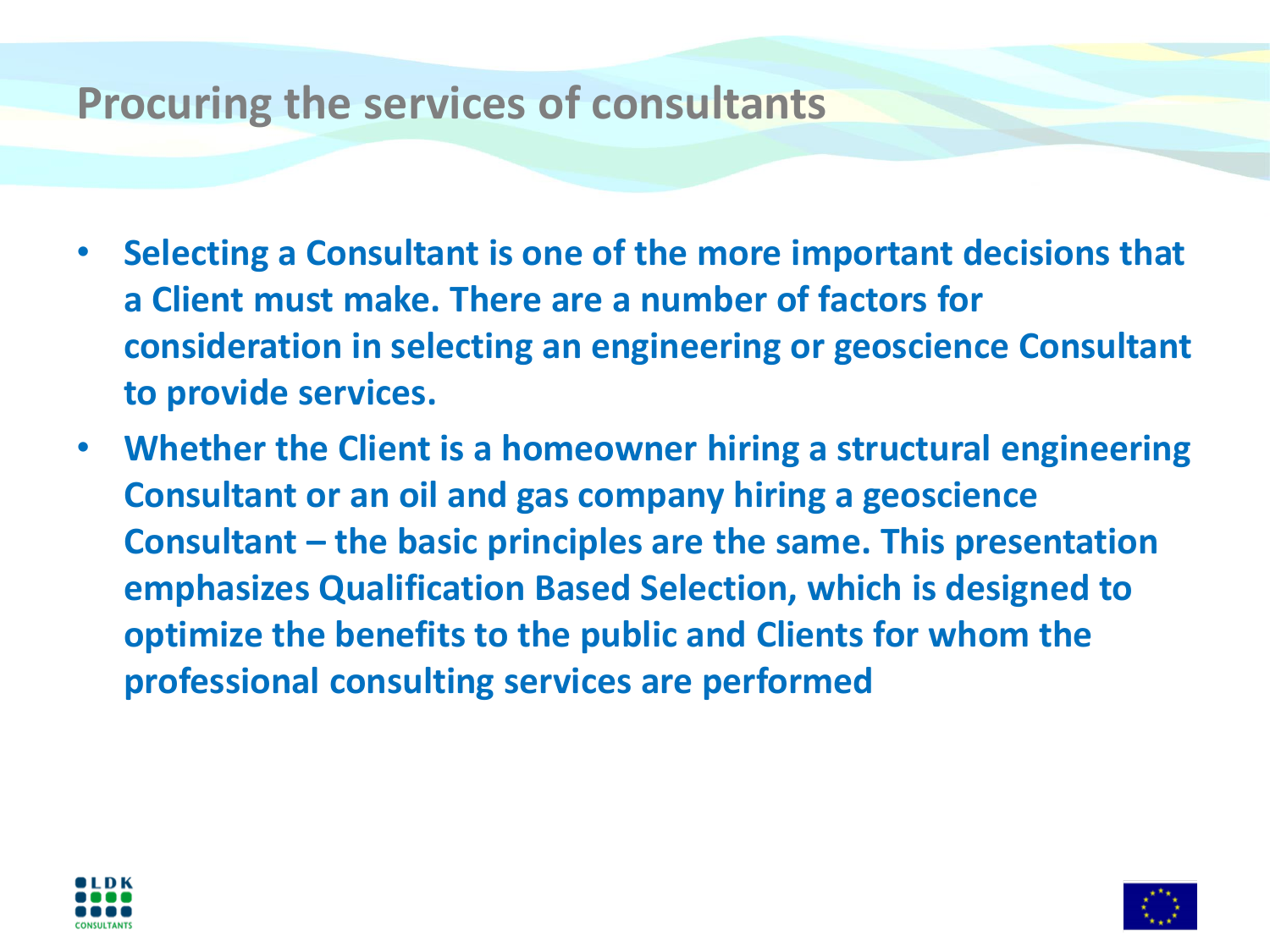# Procuring the services of consultants

- **Selecting a Consultant is one of the more important decisions that a Client must make. There are a number of factors for consideration in selecting an engineering or geoscience Consultant to provide services.**
- **Whether the Client is a homeowner hiring a structural engineering Consultant or an oil and gas company hiring a geoscience Consultant – the basic principles are the same. This presentation emphasizes Qualification Based Selection, which is designed to optimize the benefits to the public and Clients for whom the professional consulting services are performed**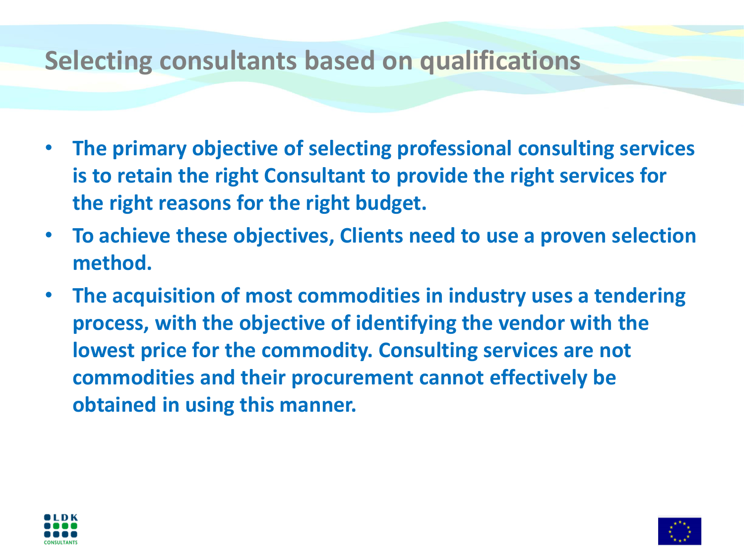# Selecting consultants based on qualifications

- **The primary objective of selecting professional consulting services is to retain the right Consultant to provide the right services for the right reasons for the right budget.**
- **To achieve these objectives, Clients need to use a proven selection method.**
- **The acquisition of most commodities in industry uses a tendering process, with the objective of identifying the vendor with the lowest price for the commodity. Consulting services are not commodities and their procurement cannot effectively be obtained in using this manner.**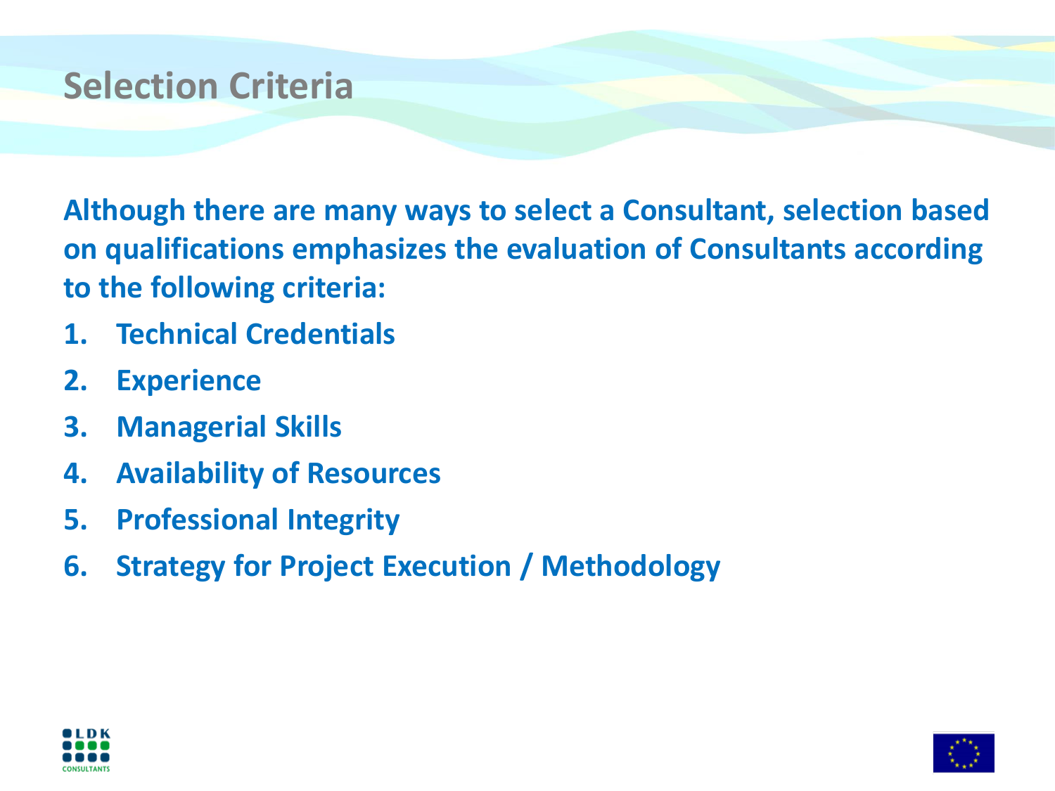# Selection Criteria

**Although there are many ways to select a Consultant, selection based on qualifications emphasizes the evaluation of Consultants according to the following criteria:**

1. **Technical Credentials**
2. **Experience**
3. **Managerial Skills**
4. **Availability of Resources**
5. **Professional Integrity**
6. **Strategy for Project Execution / Methodology**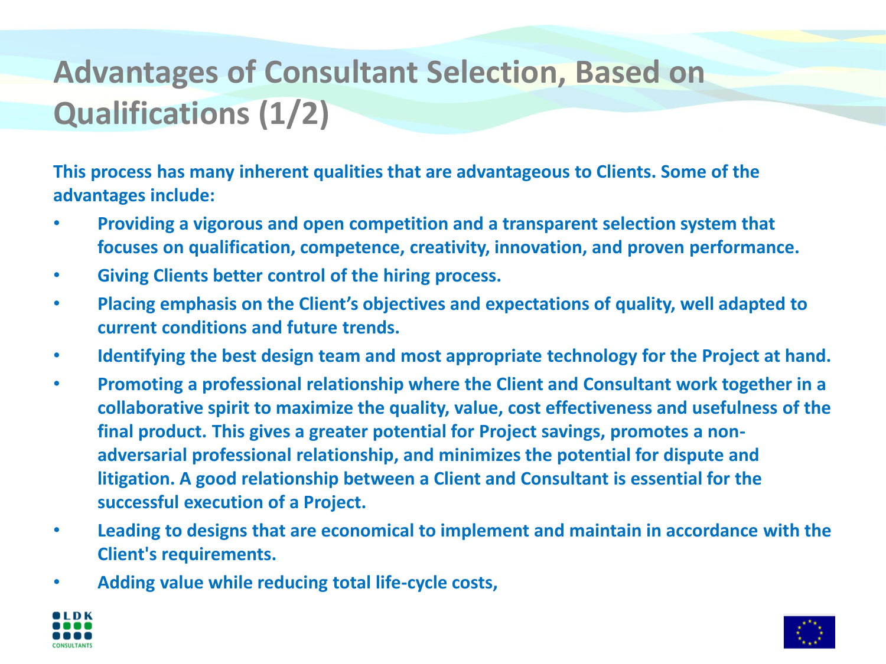# Advantages of Consultant Selection, Based on Qualifications (1/2)

**This process has many inherent qualities that are advantageous to Clients. Some of the advantages include:**

- **Providing a vigorous and open competition and a transparent selection system that focuses on qualification, competence, creativity, innovation, and proven performance.**
- **Giving Clients better control of the hiring process.**
- **Placing emphasis on the Client's objectives and expectations of quality, well adapted to current conditions and future trends.**
- **Identifying the best design team and most appropriate technology for the Project at hand.**
- **Promoting a professional relationship where the Client and Consultant work together in a collaborative spirit to maximize the quality, value, cost effectiveness and usefulness of the final product. This gives a greater potential for Project savings, promotes a non-adversarial professional relationship, and minimizes the potential for dispute and litigation. A good relationship between a Client and Consultant is essential for the successful execution of a Project.**
- **Leading to designs that are economical to implement and maintain in accordance with the Client's requirements.**
- **Adding value while reducing total life-cycle costs,**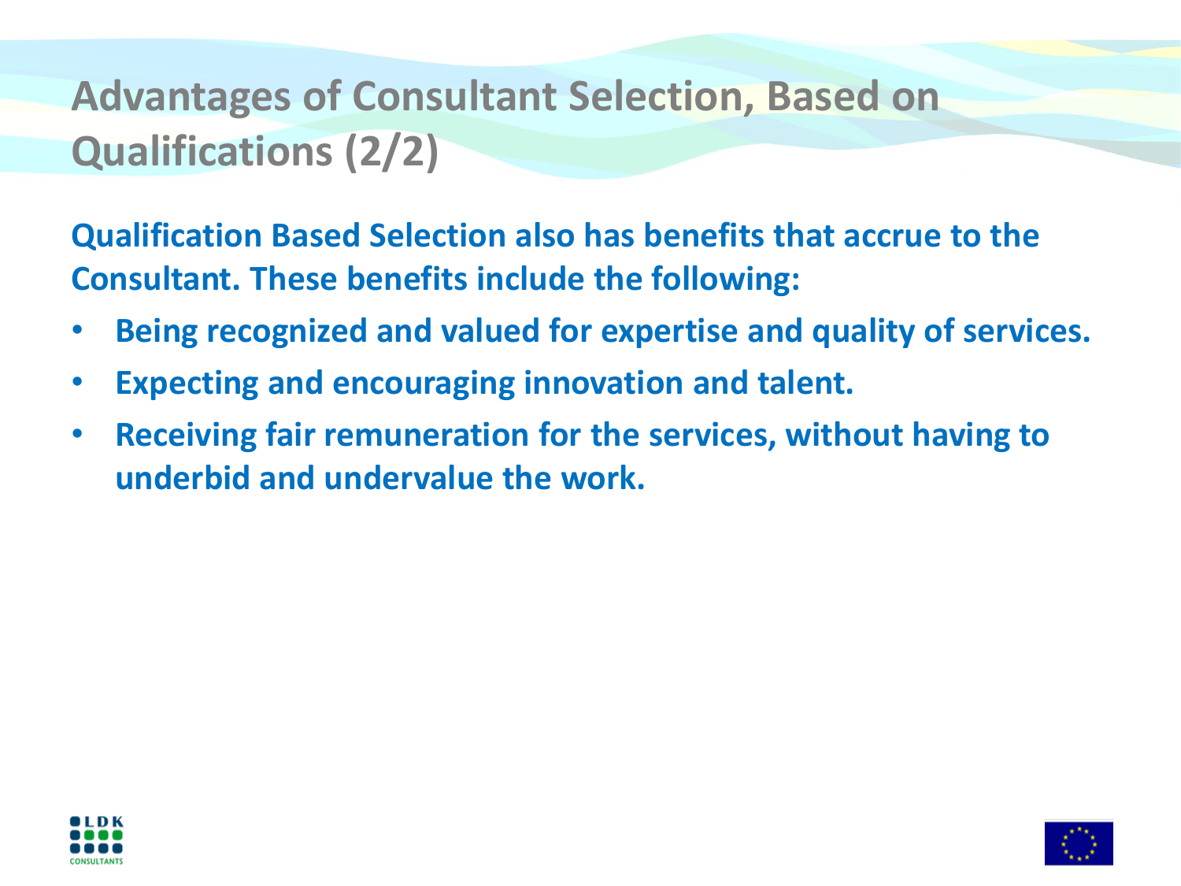# Advantages of Consultant Selection, Based on Qualifications (2/2)

**Qualification Based Selection also has benefits that accrue to the Consultant. These benefits include the following:**

- **Being recognized and valued for expertise and quality of services.**
- **Expecting and encouraging innovation and talent.**
- **Receiving fair remuneration for the services, without having to underbid and undervalue the work.**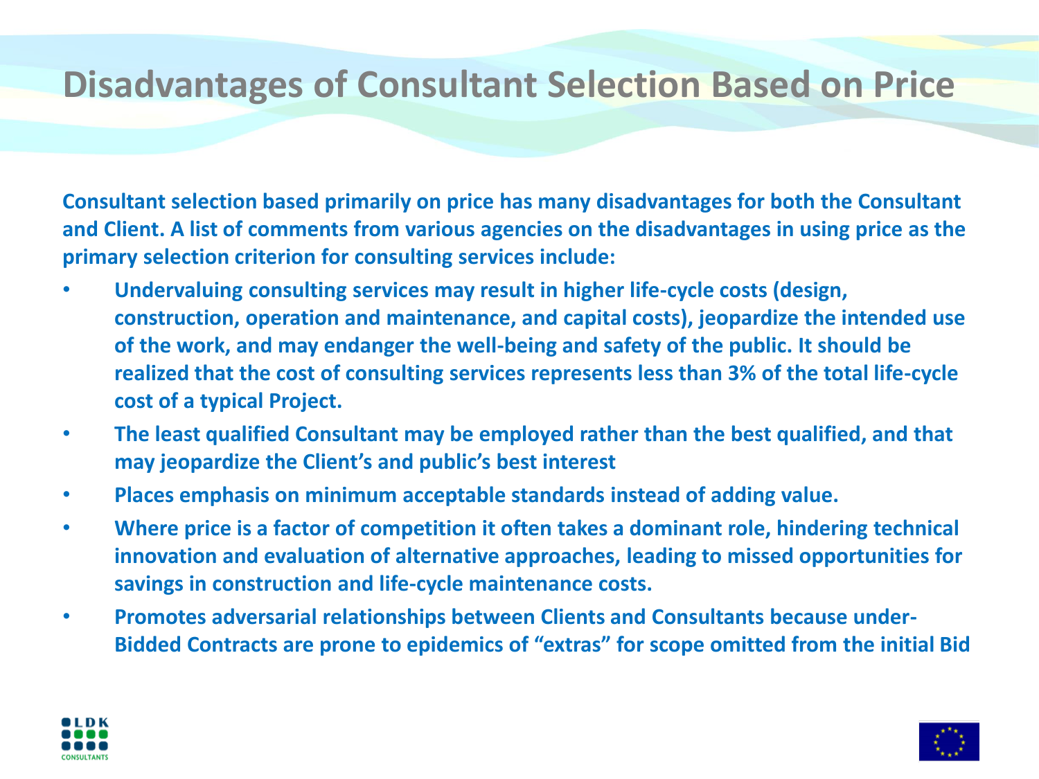# Disadvantages of Consultant Selection Based on Price

**Consultant selection based primarily on price has many disadvantages for both the Consultant and Client. A list of comments from various agencies on the disadvantages in using price as the primary selection criterion for consulting services include:**

- **Undervaluing consulting services may result in higher life-cycle costs (design, construction, operation and maintenance, and capital costs), jeopardize the intended use of the work, and may endanger the well-being and safety of the public. It should be realized that the cost of consulting services represents less than 3% of the total life-cycle cost of a typical Project.**
- **The least qualified Consultant may be employed rather than the best qualified, and that may jeopardize the Client's and public's best interest**
- **Places emphasis on minimum acceptable standards instead of adding value.**
- **Where price is a factor of competition it often takes a dominant role, hindering technical innovation and evaluation of alternative approaches, leading to missed opportunities for savings in construction and life-cycle maintenance costs.**
- **Promotes adversarial relationships between Clients and Consultants because under-Bidded Contracts are prone to epidemics of "extras" for scope omitted from the initial Bid**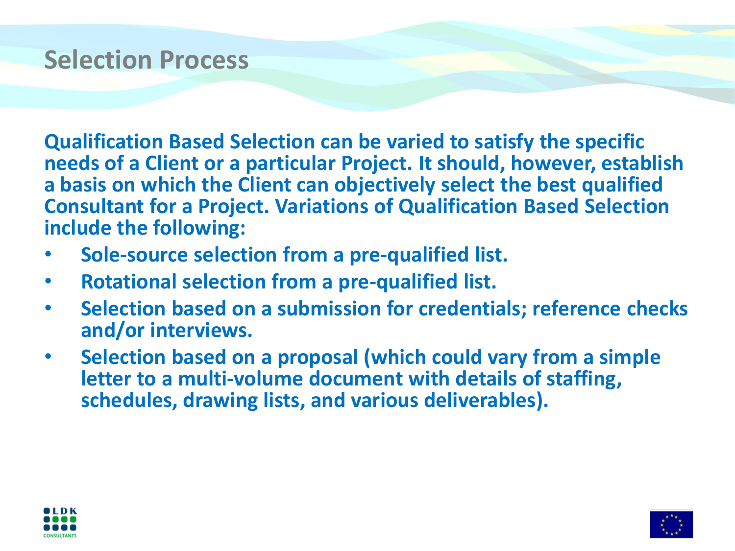# Selection Process

**Qualification Based Selection can be varied to satisfy the specific needs of a Client or a particular Project. It should, however, establish a basis on which the Client can objectively select the best qualified Consultant for a Project. Variations of Qualification Based Selection include the following:**

- **Sole-source selection from a pre-qualified list.**
- **Rotational selection from a pre-qualified list.**
- **Selection based on a submission for credentials; reference checks and/or interviews.**
- **Selection based on a proposal (which could vary from a simple letter to a multi-volume document with details of staffing, schedules, drawing lists, and various deliverables).**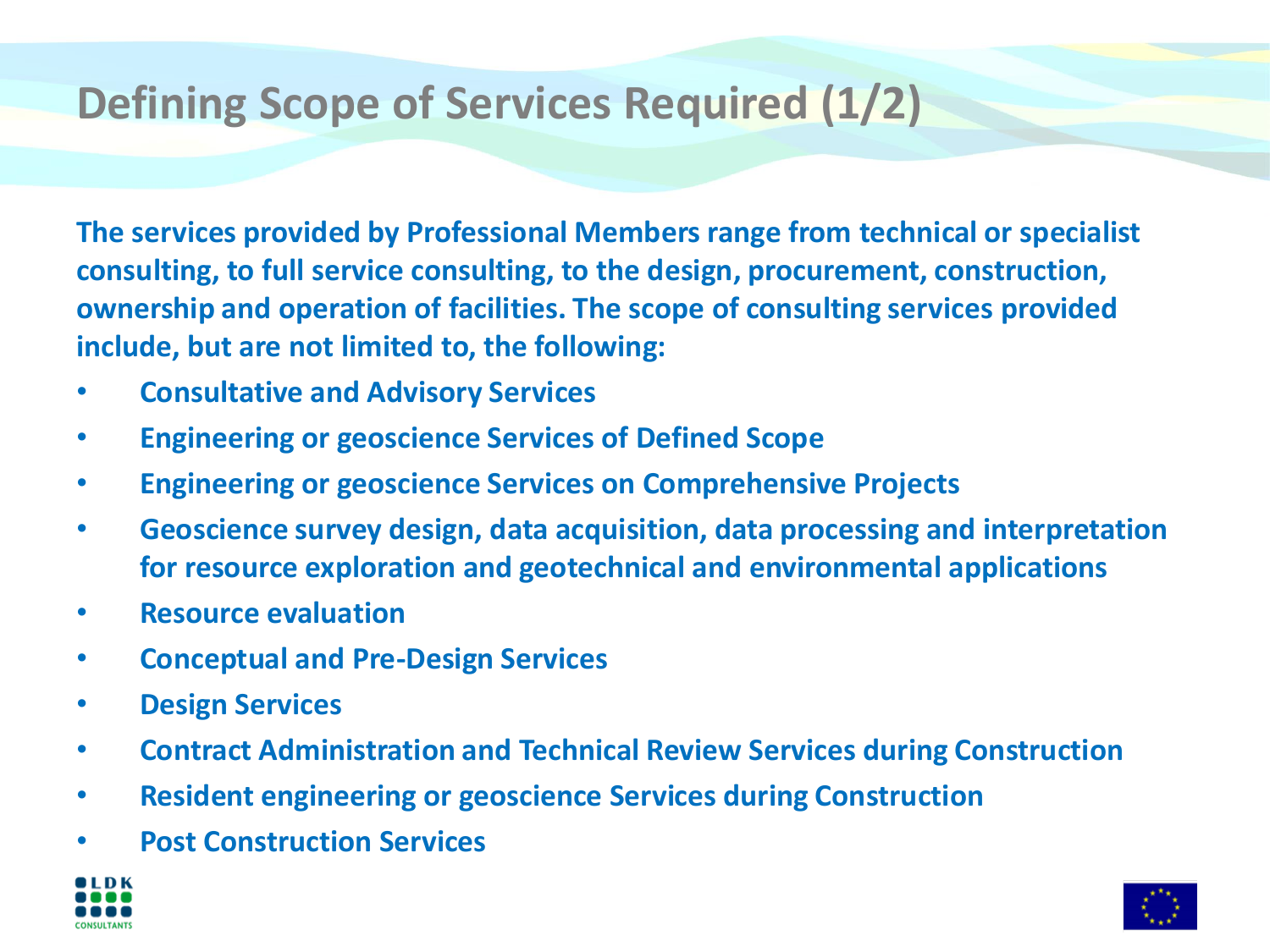# Defining Scope of Services Required (1/2)

**The services provided by Professional Members range from technical or specialist consulting, to full service consulting, to the design, procurement, construction, ownership and operation of facilities. The scope of consulting services provided include, but are not limited to, the following:**

- **Consultative and Advisory Services**
- **Engineering or geoscience Services of Defined Scope**
- **Engineering or geoscience Services on Comprehensive Projects**
- **Geoscience survey design, data acquisition, data processing and interpretation for resource exploration and geotechnical and environmental applications**
- **Resource evaluation**
- **Conceptual and Pre-Design Services**
- **Design Services**
- **Contract Administration and Technical Review Services during Construction**
- **Resident engineering or geoscience Services during Construction**
- **Post Construction Services**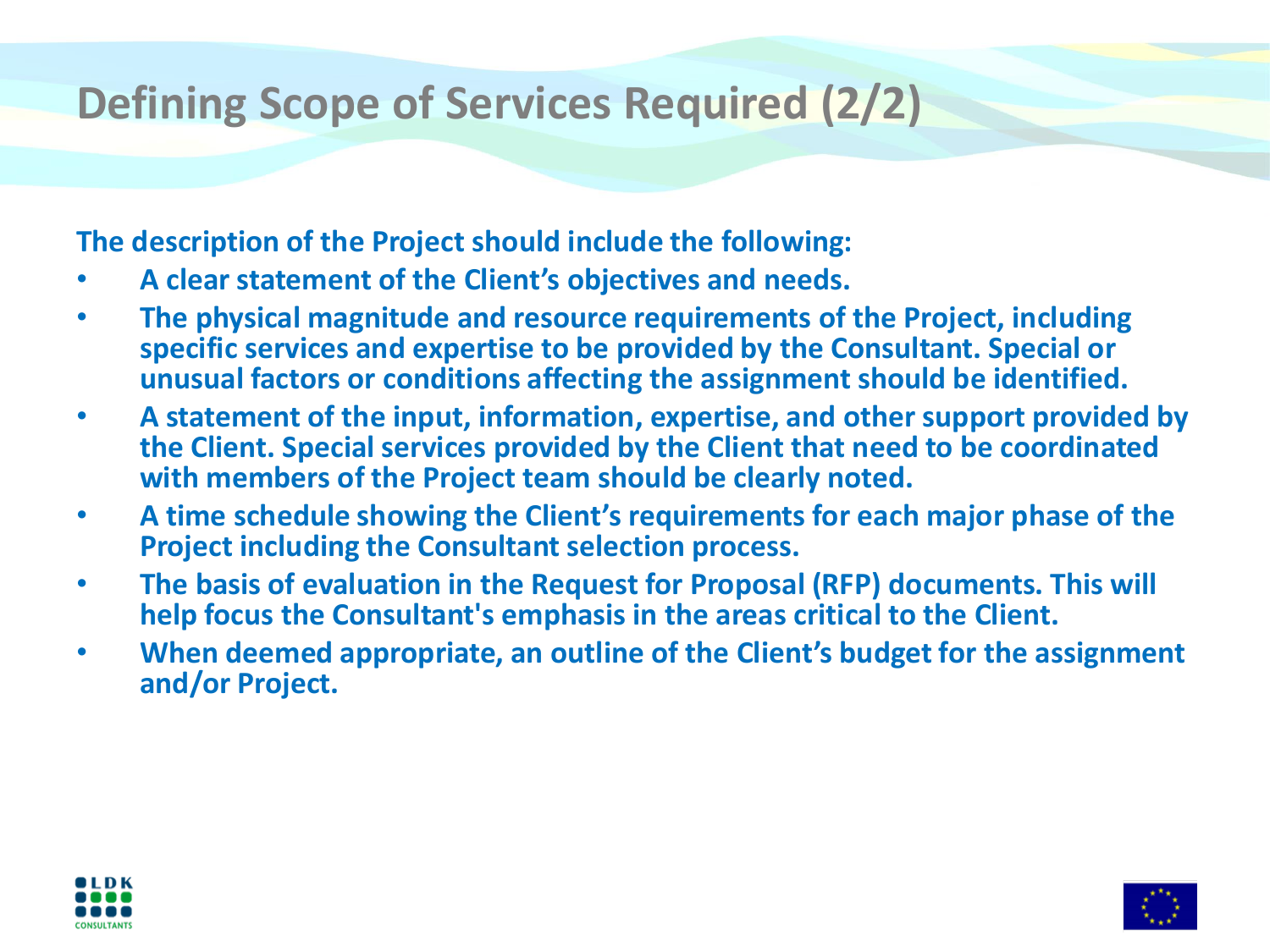# Defining Scope of Services Required (2/2)

**The description of the Project should include the following:**

- **A clear statement of the Client's objectives and needs.**
- **The physical magnitude and resource requirements of the Project, including specific services and expertise to be provided by the Consultant. Special or unusual factors or conditions affecting the assignment should be identified.**
- **A statement of the input, information, expertise, and other support provided by the Client. Special services provided by the Client that need to be coordinated with members of the Project team should be clearly noted.**
- **A time schedule showing the Client's requirements for each major phase of the Project including the Consultant selection process.**
- **The basis of evaluation in the Request for Proposal (RFP) documents. This will help focus the Consultant's emphasis in the areas critical to the Client.**
- **When deemed appropriate, an outline of the Client's budget for the assignment and/or Project.**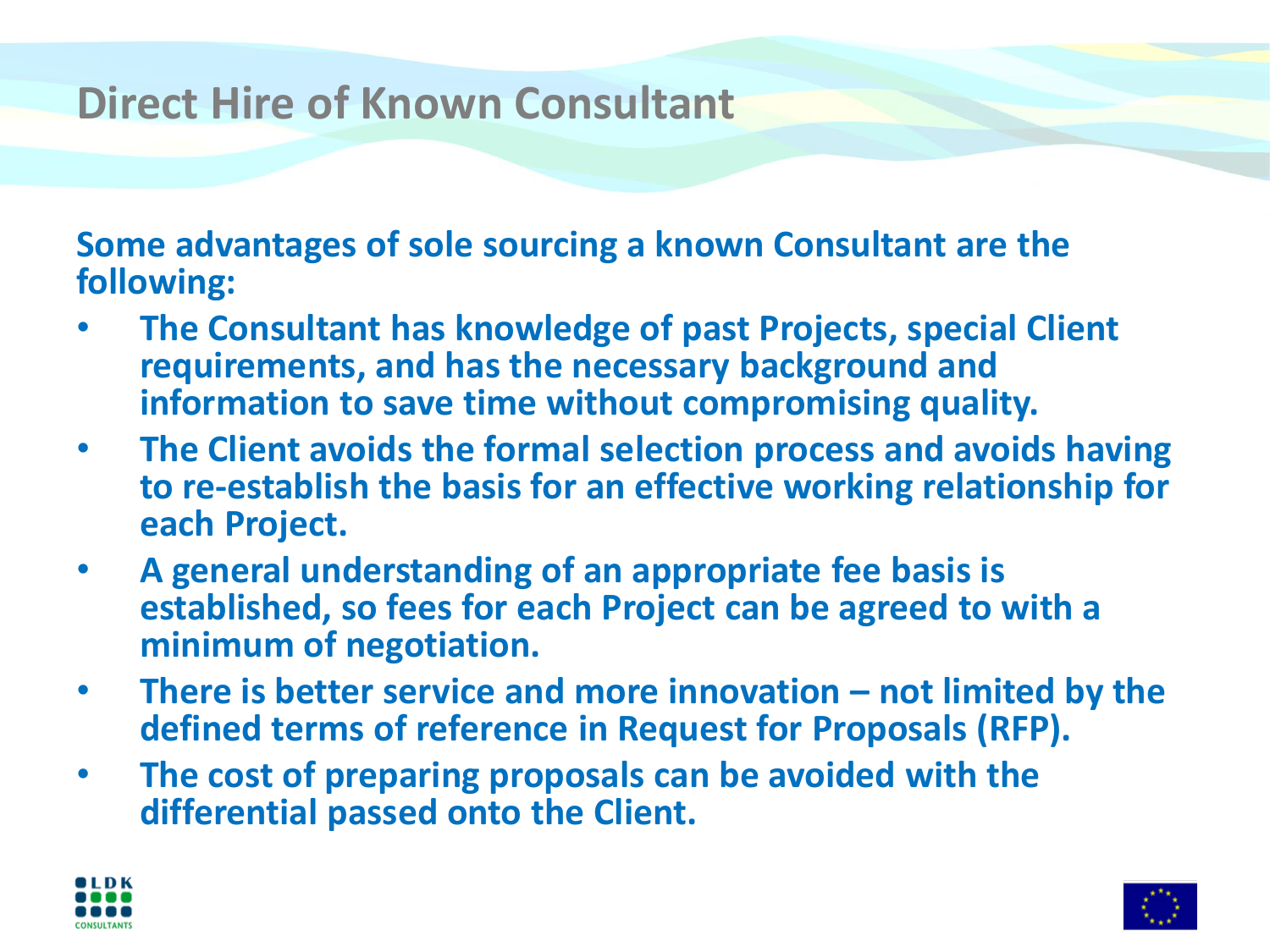# Direct Hire of Known Consultant

**Some advantages of sole sourcing a known Consultant are the following:**

- **The Consultant has knowledge of past Projects, special Client requirements, and has the necessary background and information to save time without compromising quality.**
- **The Client avoids the formal selection process and avoids having to re-establish the basis for an effective working relationship for each Project.**
- **A general understanding of an appropriate fee basis is established, so fees for each Project can be agreed to with a minimum of negotiation.**
- **There is better service and more innovation – not limited by the defined terms of reference in Request for Proposals (RFP).**
- **The cost of preparing proposals can be avoided with the differential passed onto the Client.**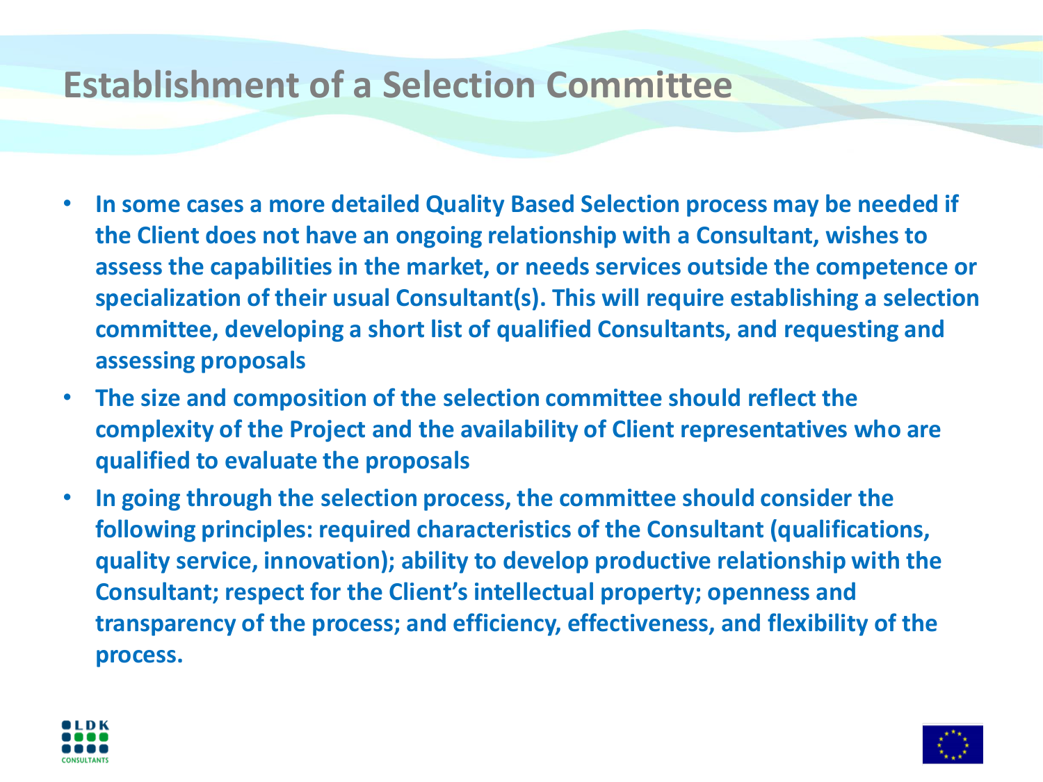# Establishment of a Selection Committee

- **In some cases a more detailed Quality Based Selection process may be needed if the Client does not have an ongoing relationship with a Consultant, wishes to assess the capabilities in the market, or needs services outside the competence or specialization of their usual Consultant(s). This will require establishing a selection committee, developing a short list of qualified Consultants, and requesting and assessing proposals**
- **The size and composition of the selection committee should reflect the complexity of the Project and the availability of Client representatives who are qualified to evaluate the proposals**
- **In going through the selection process, the committee should consider the following principles: required characteristics of the Consultant (qualifications, quality service, innovation); ability to develop productive relationship with the Consultant; respect for the Client's intellectual property; openness and transparency of the process; and efficiency, effectiveness, and flexibility of the process.**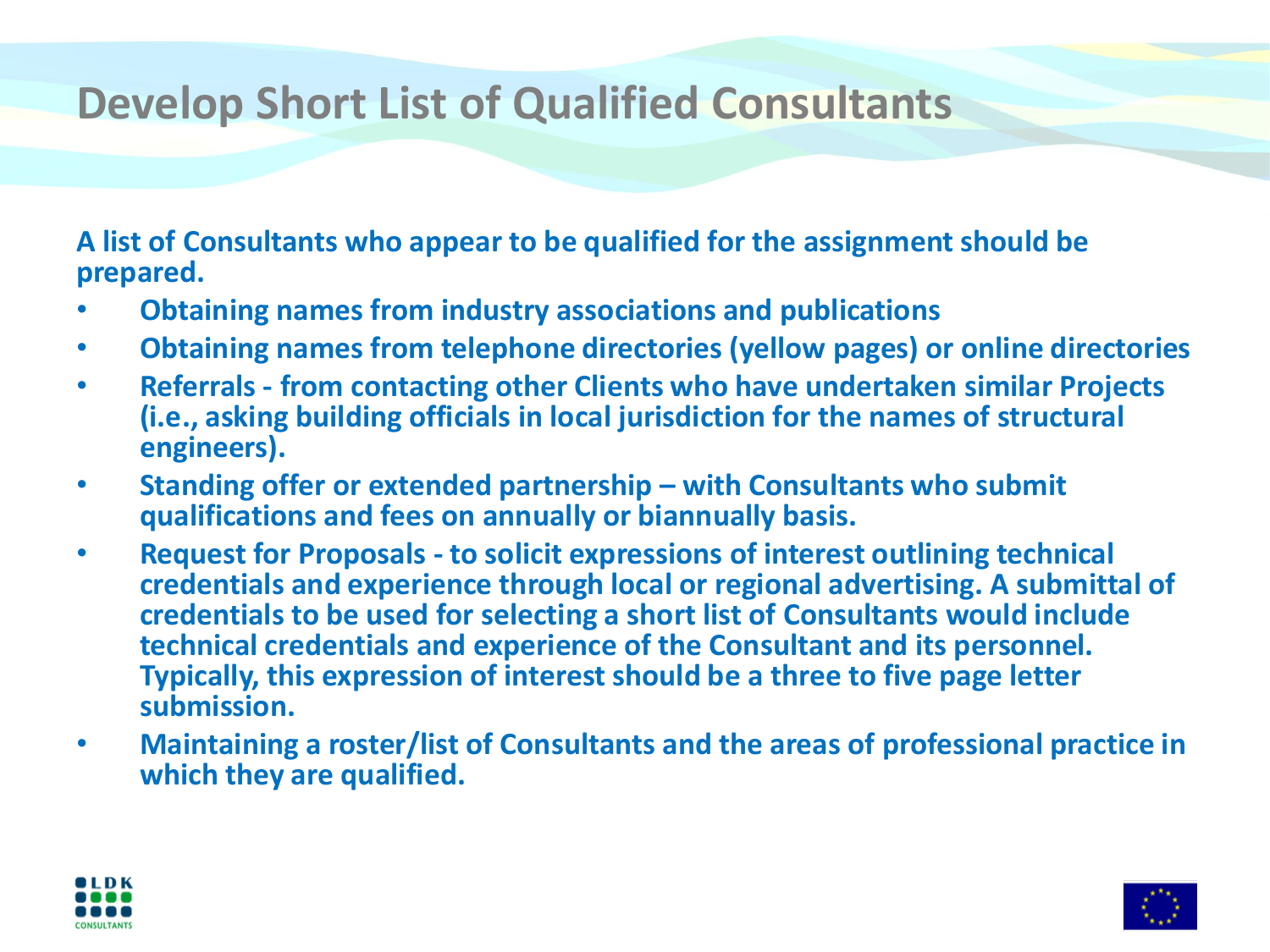# Develop Short List of Qualified Consultants

**A list of Consultants who appear to be qualified for the assignment should be prepared.**

- **Obtaining names from industry associations and publications**
- **Obtaining names from telephone directories (yellow pages) or online directories**
- **Referrals - from contacting other Clients who have undertaken similar Projects (i.e., asking building officials in local jurisdiction for the names of structural engineers).**
- **Standing offer or extended partnership – with Consultants who submit qualifications and fees on annually or biannually basis.**
- **Request for Proposals - to solicit expressions of interest outlining technical credentials and experience through local or regional advertising. A submittal of credentials to be used for selecting a short list of Consultants would include technical credentials and experience of the Consultant and its personnel. Typically, this expression of interest should be a three to five page letter submission.**
- **Maintaining a roster/list of Consultants and the areas of professional practice in which they are qualified.**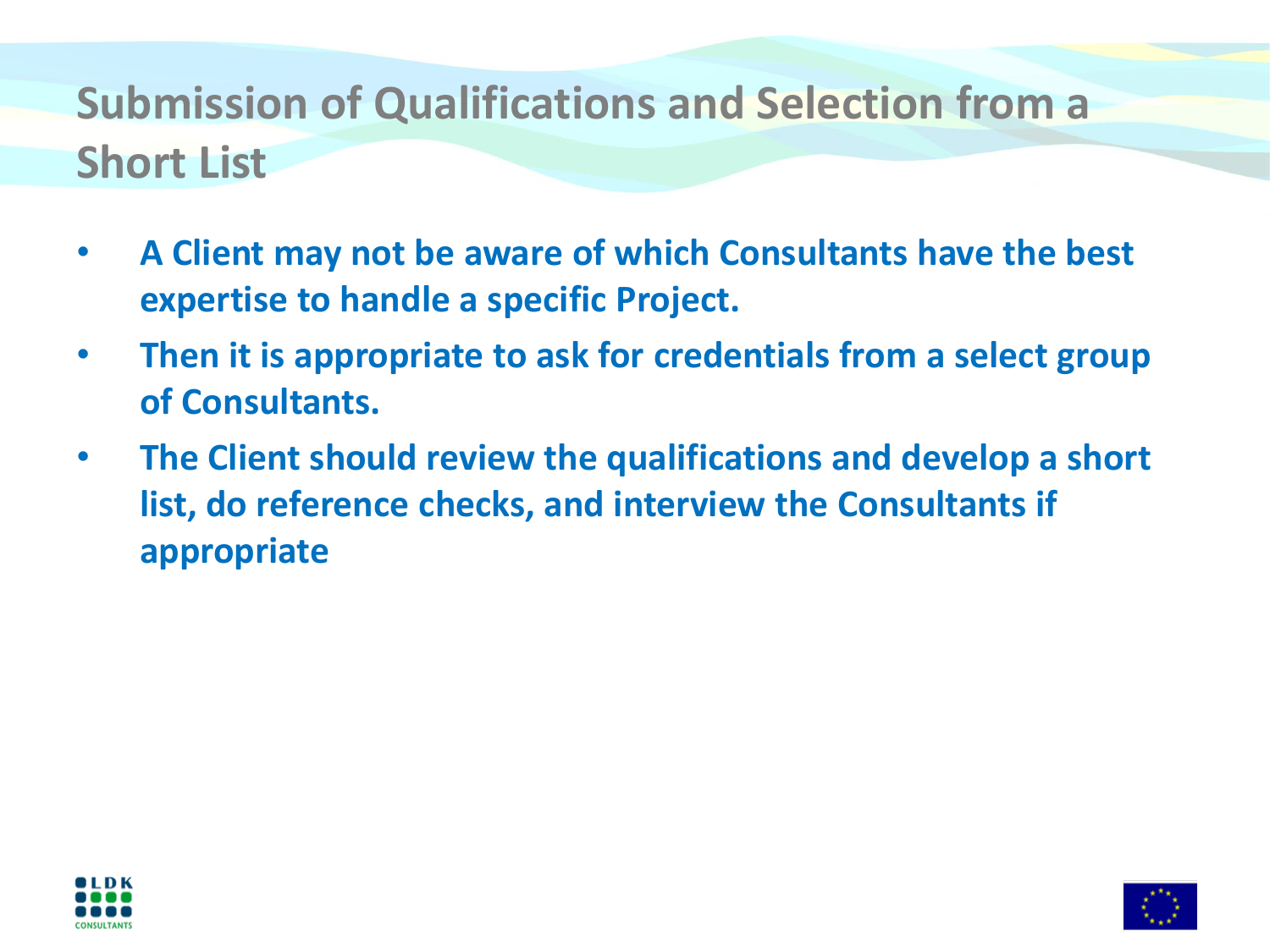# Submission of Qualifications and Selection from a Short List

- **A Client may not be aware of which Consultants have the best expertise to handle a specific Project.**
- **Then it is appropriate to ask for credentials from a select group of Consultants.**
- **The Client should review the qualifications and develop a short list, do reference checks, and interview the Consultants if appropriate**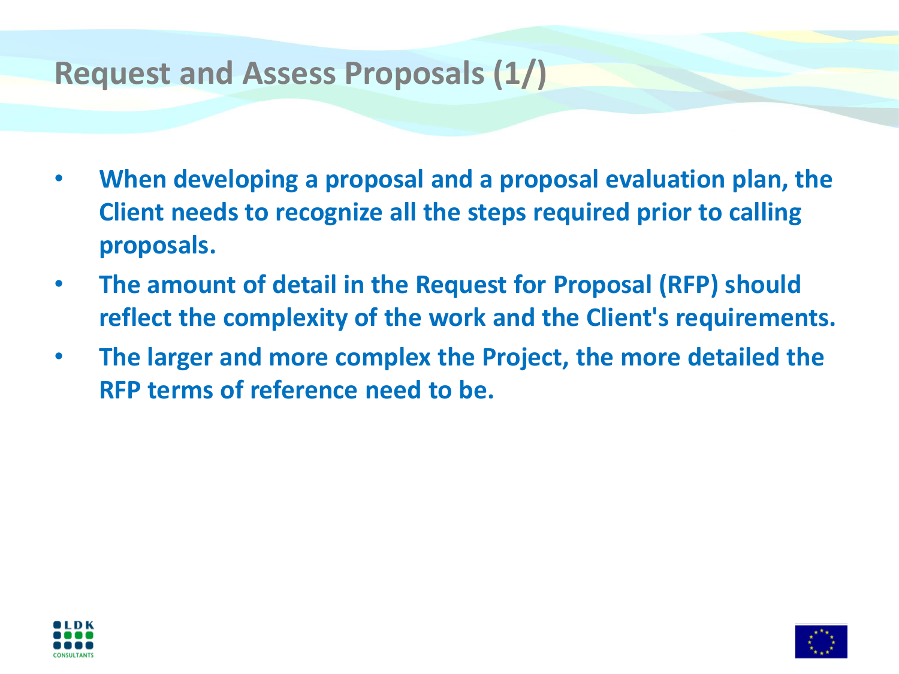# Request and Assess Proposals (1/)

- **When developing a proposal and a proposal evaluation plan, the Client needs to recognize all the steps required prior to calling proposals.**
- **The amount of detail in the Request for Proposal (RFP) should reflect the complexity of the work and the Client's requirements.**
- **The larger and more complex the Project, the more detailed the RFP terms of reference need to be.**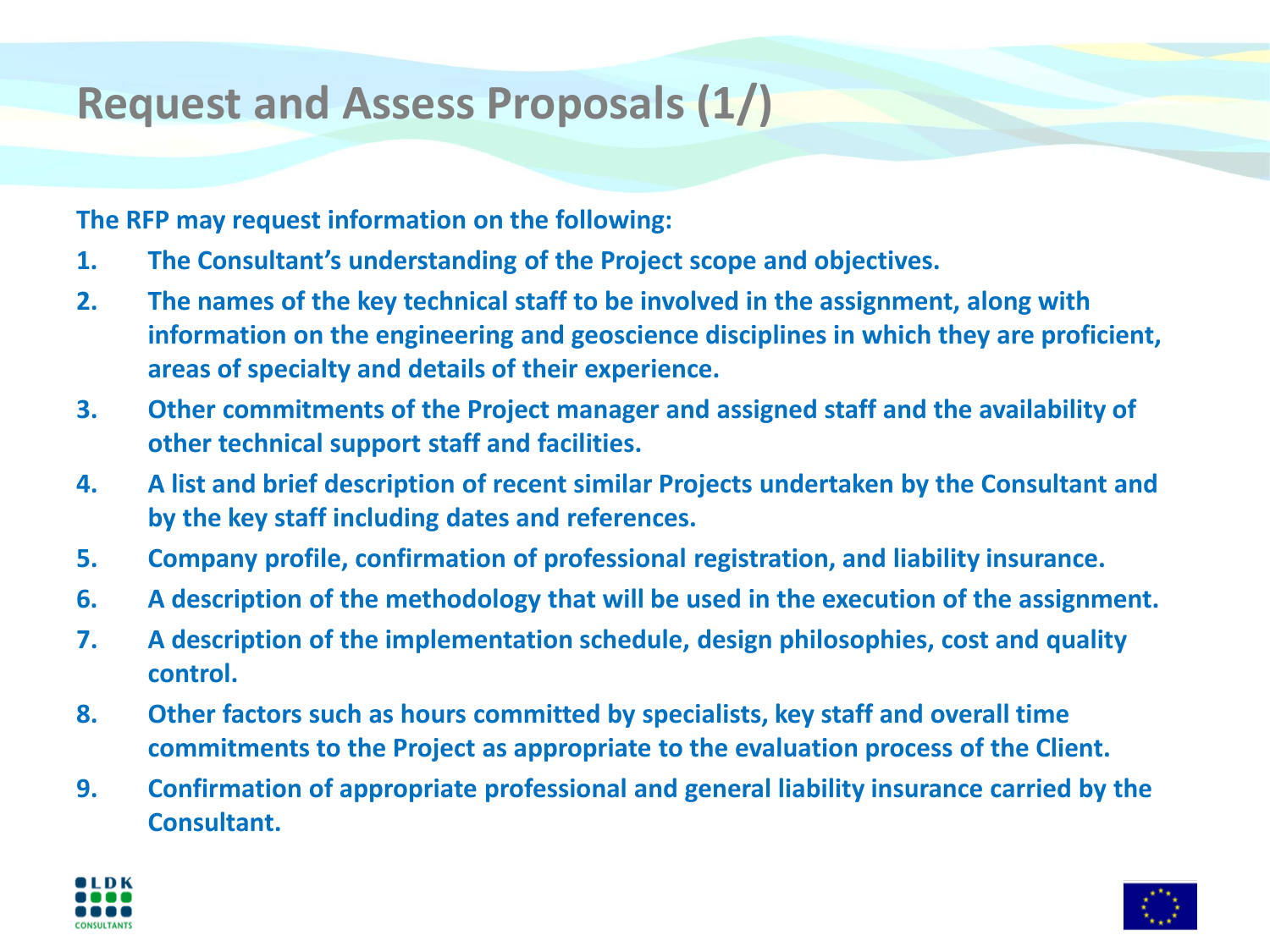# Request and Assess Proposals (1/)

**The RFP may request information on the following:**

1. **The Consultant's understanding of the Project scope and objectives.**
2. **The names of the key technical staff to be involved in the assignment, along with information on the engineering and geoscience disciplines in which they are proficient, areas of specialty and details of their experience.**
3. **Other commitments of the Project manager and assigned staff and the availability of other technical support staff and facilities.**
4. **A list and brief description of recent similar Projects undertaken by the Consultant and by the key staff including dates and references.**
5. **Company profile, confirmation of professional registration, and liability insurance.**
6. **A description of the methodology that will be used in the execution of the assignment.**
7. **A description of the implementation schedule, design philosophies, cost and quality control.**
8. **Other factors such as hours committed by specialists, key staff and overall time commitments to the Project as appropriate to the evaluation process of the Client.**
9. **Confirmation of appropriate professional and general liability insurance carried by the Consultant.**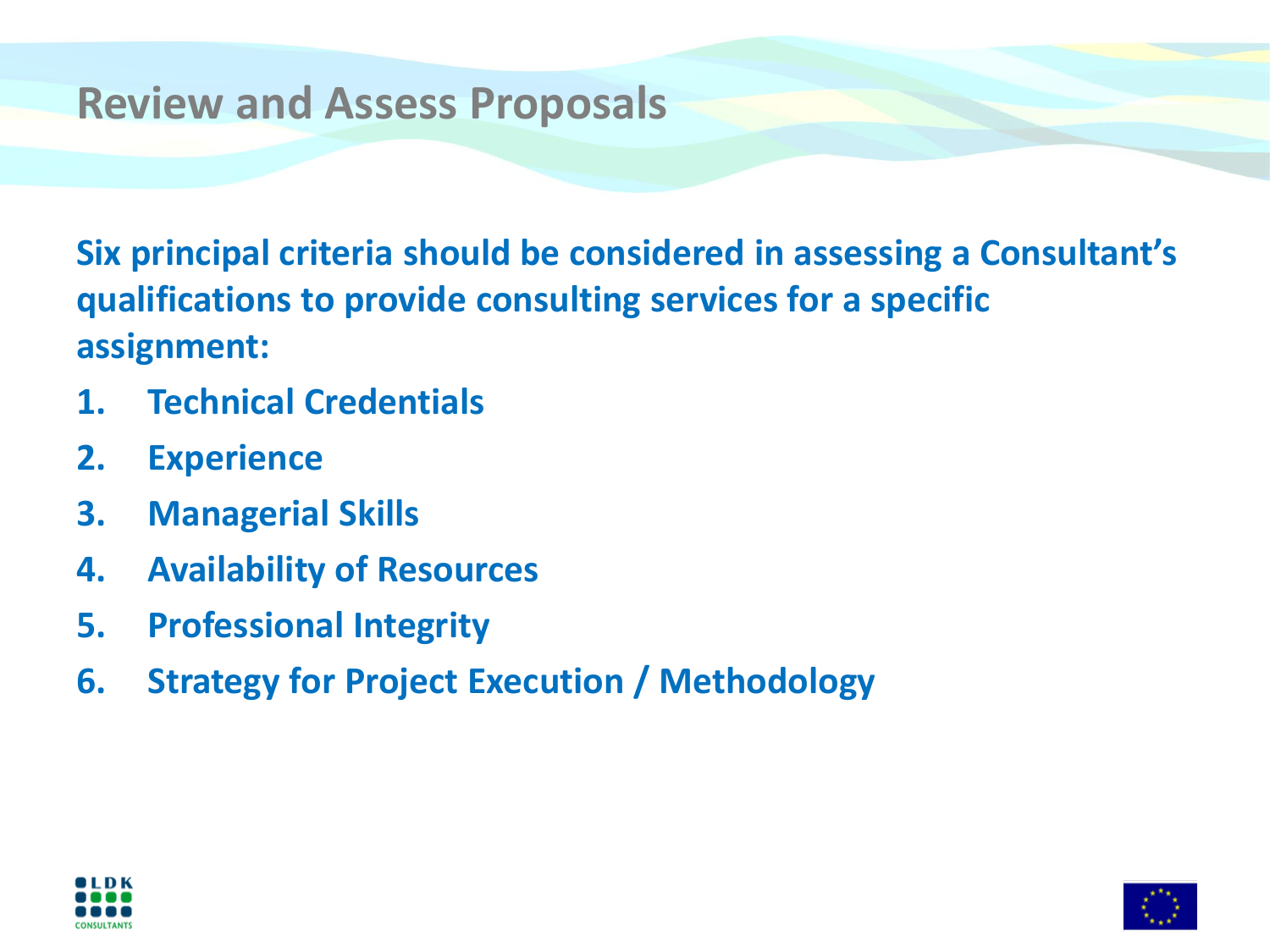# Review and Assess Proposals

**Six principal criteria should be considered in assessing a Consultant's qualifications to provide consulting services for a specific assignment:**

1. **Technical Credentials**
2. **Experience**
3. **Managerial Skills**
4. **Availability of Resources**
5. **Professional Integrity**
6. **Strategy for Project Execution / Methodology**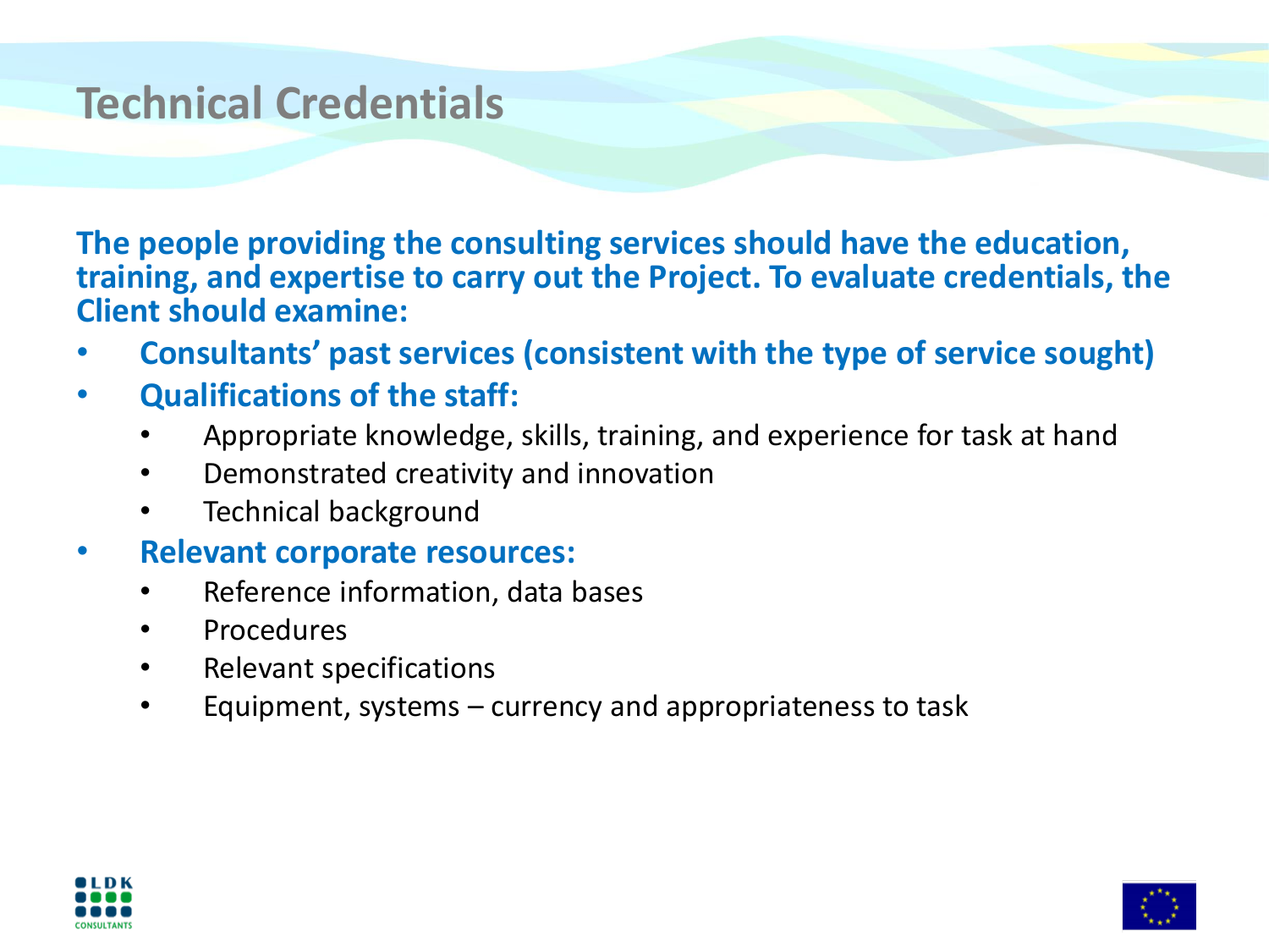# Technical Credentials

**The people providing the consulting services should have the education, training, and expertise to carry out the Project. To evaluate credentials, the Client should examine:**

- **Consultants' past services (consistent with the type of service sought)**
- **Qualifications of the staff:**
  - Appropriate knowledge, skills, training, and experience for task at hand
  - Demonstrated creativity and innovation
  - Technical background
- **Relevant corporate resources:**
  - Reference information, data bases
  - Procedures
  - Relevant specifications
  - Equipment, systems – currency and appropriateness to task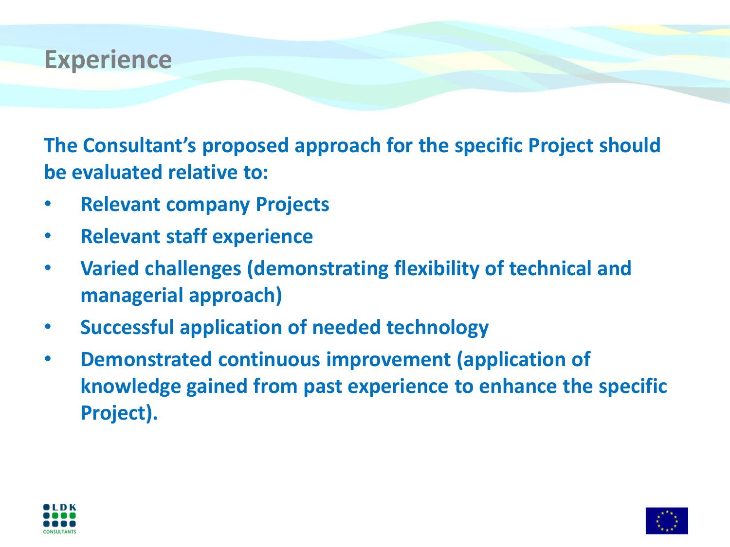# Experience

**The Consultant's proposed approach for the specific Project should be evaluated relative to:**

- **Relevant company Projects**
- **Relevant staff experience**
- **Varied challenges (demonstrating flexibility of technical and managerial approach)**
- **Successful application of needed technology**
- **Demonstrated continuous improvement (application of knowledge gained from past experience to enhance the specific Project).**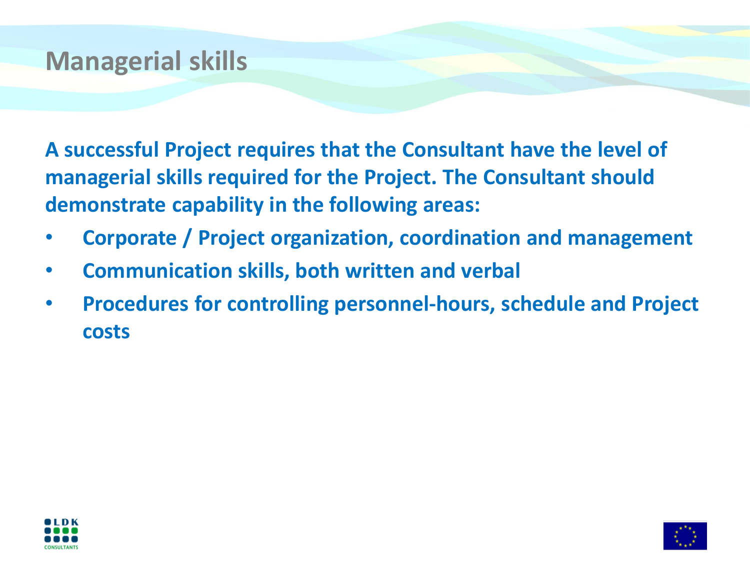# Managerial skills

**A successful Project requires that the Consultant have the level of managerial skills required for the Project. The Consultant should demonstrate capability in the following areas:**

- **Corporate / Project organization, coordination and management**
- **Communication skills, both written and verbal**
- **Procedures for controlling personnel-hours, schedule and Project costs**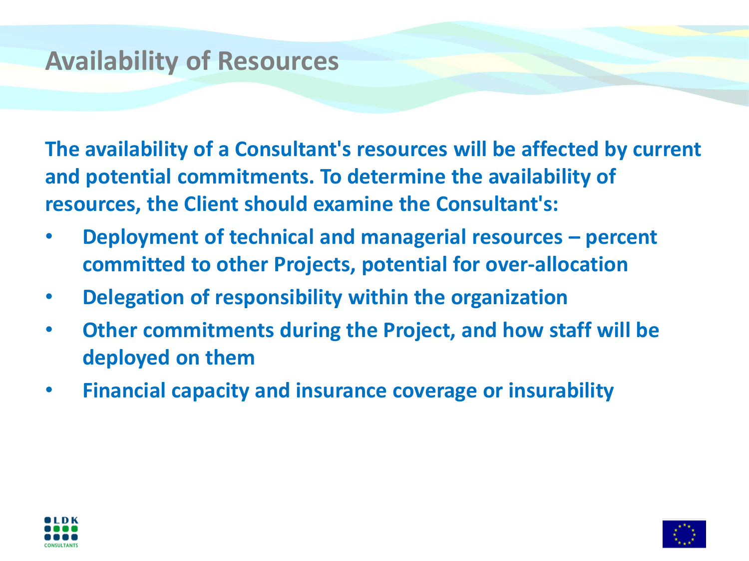# Availability of Resources

**The availability of a Consultant's resources will be affected by current and potential commitments. To determine the availability of resources, the Client should examine the Consultant's:**

- **Deployment of technical and managerial resources – percent committed to other Projects, potential for over-allocation**
- **Delegation of responsibility within the organization**
- **Other commitments during the Project, and how staff will be deployed on them**
- **Financial capacity and insurance coverage or insurability**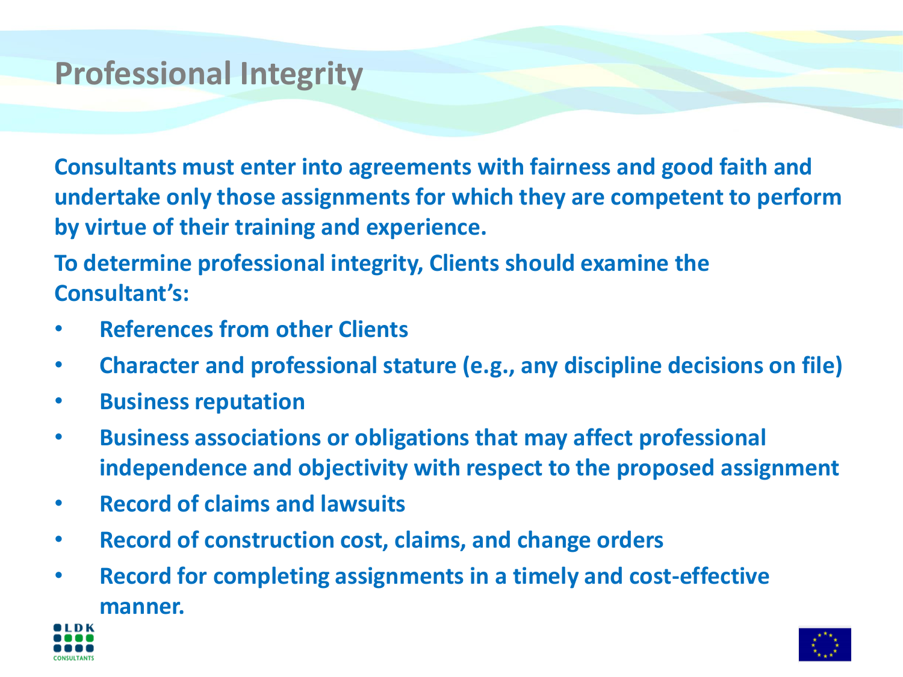# Professional Integrity

**Consultants must enter into agreements with fairness and good faith and undertake only those assignments for which they are competent to perform by virtue of their training and experience.**

**To determine professional integrity, Clients should examine the Consultant's:**

- **References from other Clients**
- **Character and professional stature (e.g., any discipline decisions on file)**
- **Business reputation**
- **Business associations or obligations that may affect professional independence and objectivity with respect to the proposed assignment**
- **Record of claims and lawsuits**
- **Record of construction cost, claims, and change orders**
- **Record for completing assignments in a timely and cost-effective manner.**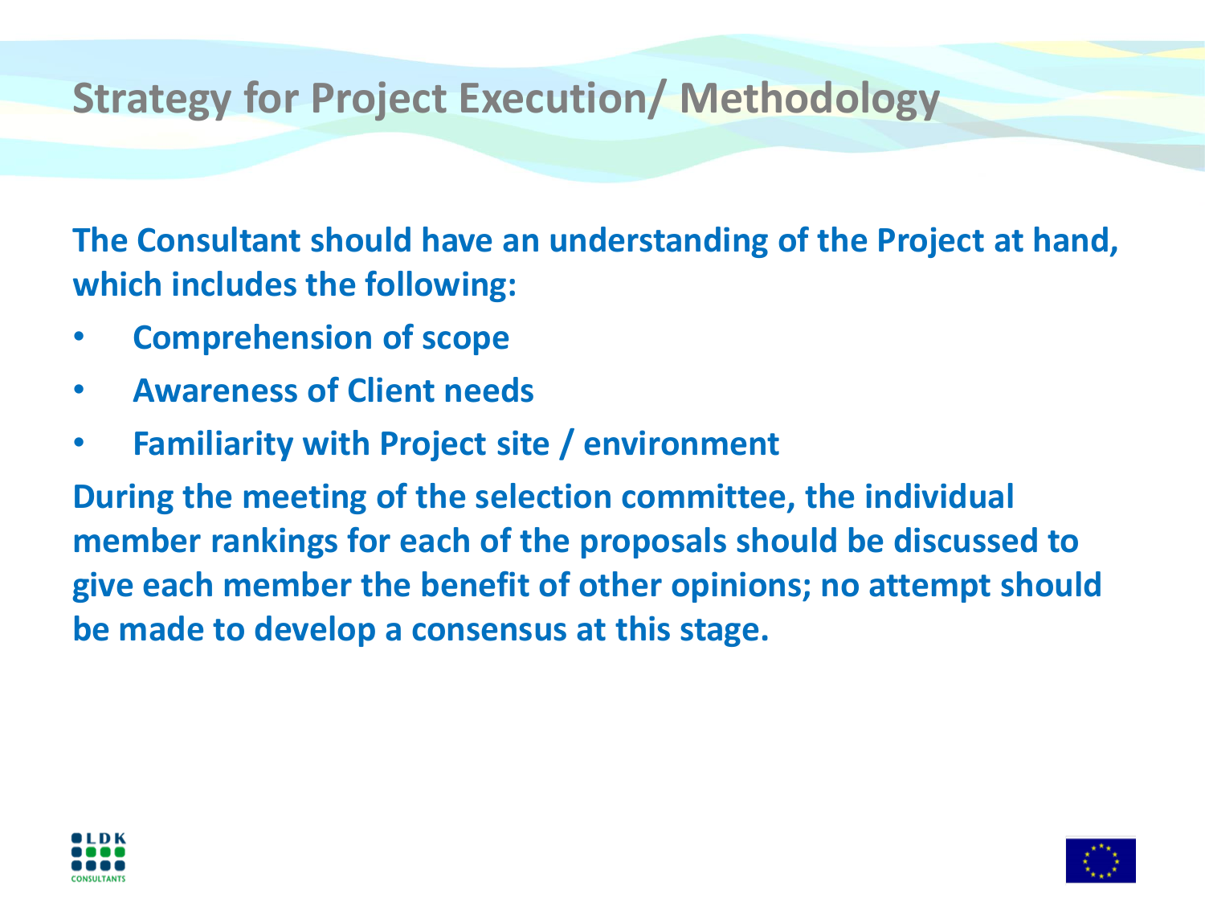# Strategy for Project Execution/ Methodology

**The Consultant should have an understanding of the Project at hand, which includes the following:**

- **Comprehension of scope**
- **Awareness of Client needs**
- **Familiarity with Project site / environment**

**During the meeting of the selection committee, the individual member rankings for each of the proposals should be discussed to give each member the benefit of other opinions; no attempt should be made to develop a consensus at this stage.**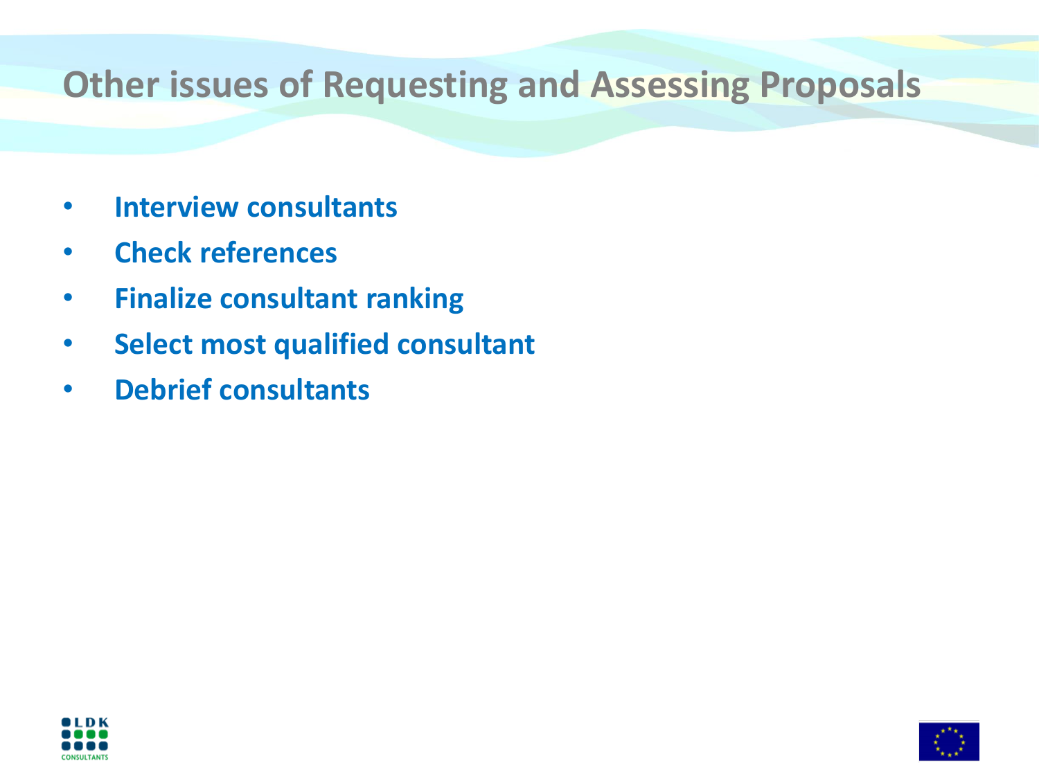# Other issues of Requesting and Assessing Proposals

- **Interview consultants**
- **Check references**
- **Finalize consultant ranking**
- **Select most qualified consultant**
- **Debrief consultants**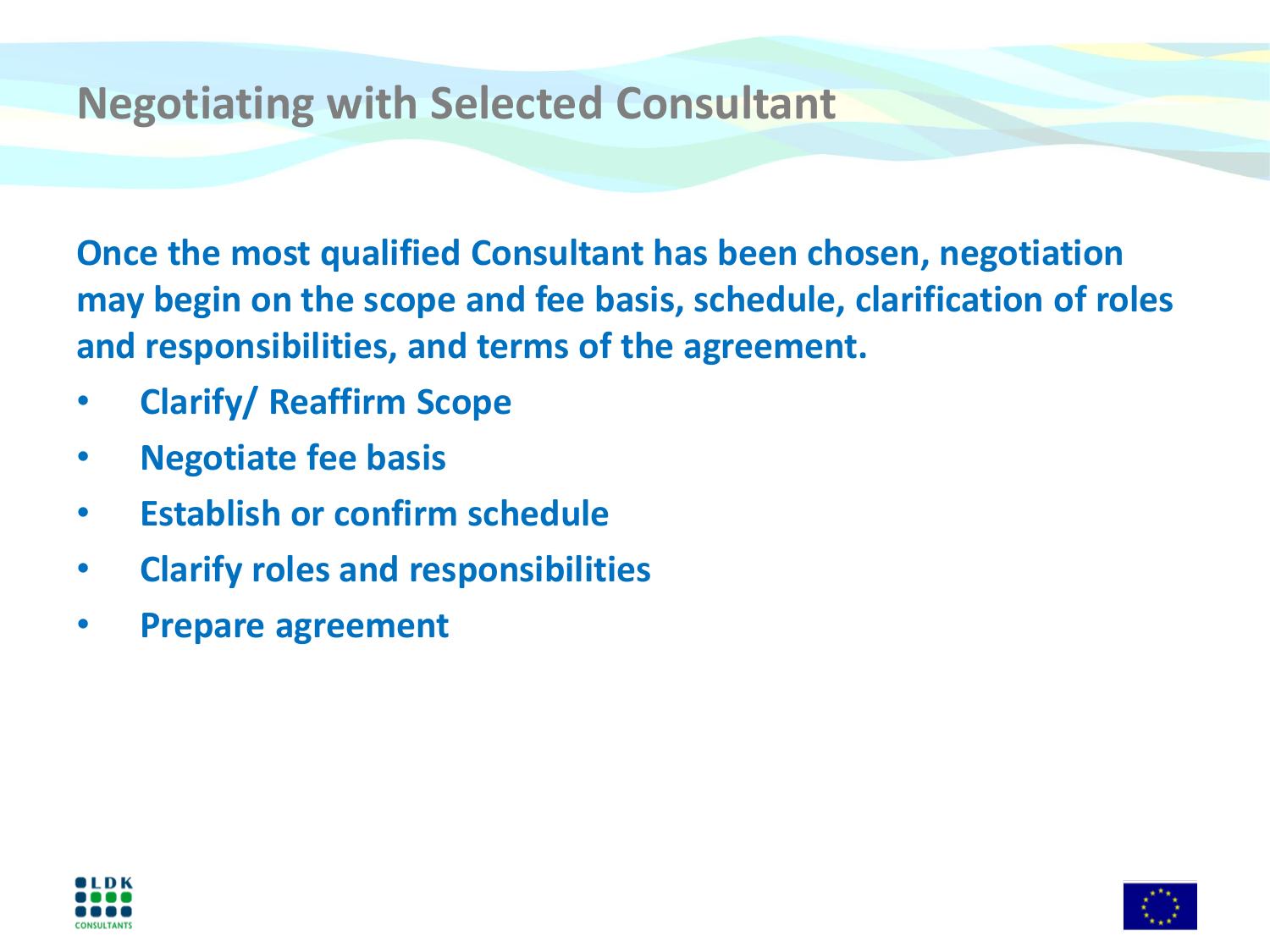# Negotiating with Selected Consultant

**Once the most qualified Consultant has been chosen, negotiation may begin on the scope and fee basis, schedule, clarification of roles and responsibilities, and terms of the agreement.**

- **Clarify/ Reaffirm Scope**
- **Negotiate fee basis**
- **Establish or confirm schedule**
- **Clarify roles and responsibilities**
- **Prepare agreement**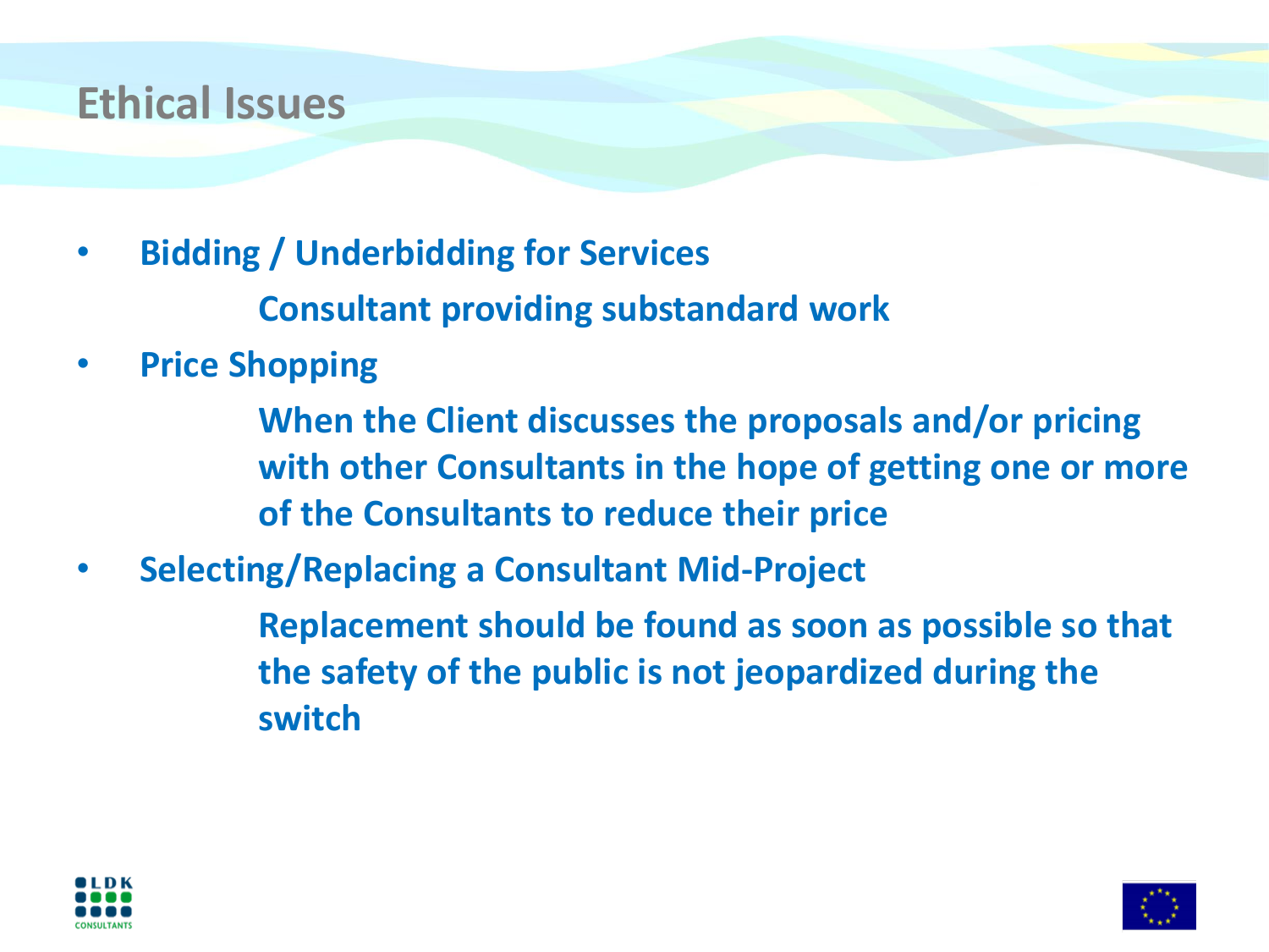# Ethical Issues

- **Bidding / Underbidding for Services**

  **Consultant providing substandard work**

- **Price Shopping**

  **When the Client discusses the proposals and/or pricing with other Consultants in the hope of getting one or more of the Consultants to reduce their price**

- **Selecting/Replacing a Consultant Mid-Project**

  **Replacement should be found as soon as possible so that the safety of the public is not jeopardized during the switch**